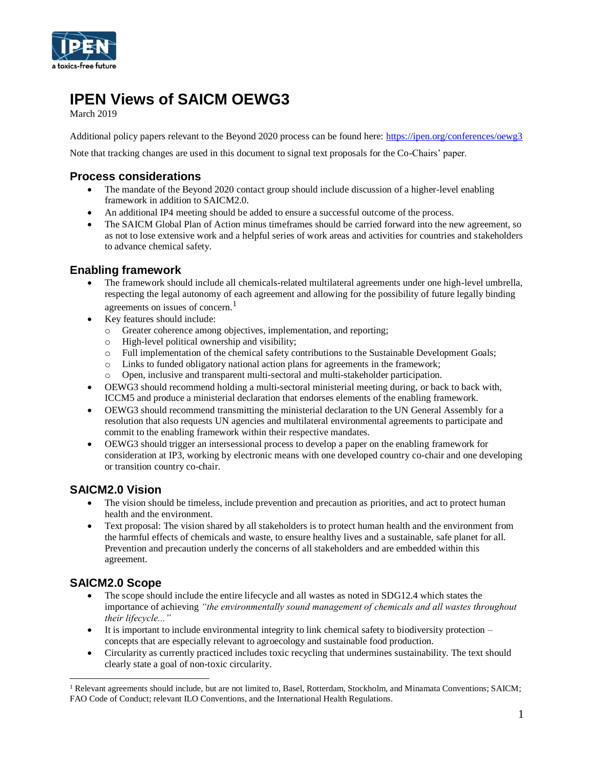# IPEN Views of SAICM OEWG3

March 2019

Additional policy papers relevant to the Beyond 2020 process can be found here: https://ipen.org/conferences/oewg3

Note that tracking changes are used in this document to signal text proposals for the Co-Chairs' paper.

## Process considerations

- The mandate of the Beyond 2020 contact group should include discussion of a higher-level enabling framework in addition to SAICM2.0.
- An additional IP4 meeting should be added to ensure a successful outcome of the process.
- The SAICM Global Plan of Action minus timeframes should be carried forward into the new agreement, so as not to lose extensive work and a helpful series of work areas and activities for countries and stakeholders to advance chemical safety.

## Enabling framework

- The framework should include all chemicals-related multilateral agreements under one high-level umbrella, respecting the legal autonomy of each agreement and allowing for the possibility of future legally binding agreements on issues of concern.[1]
- Key features should include:
  - Greater coherence among objectives, implementation, and reporting;
  - High-level political ownership and visibility;
  - Full implementation of the chemical safety contributions to the Sustainable Development Goals;
  - Links to funded obligatory national action plans for agreements in the framework;
  - Open, inclusive and transparent multi-sectoral and multi-stakeholder participation.
- OEWG3 should recommend holding a multi-sectoral ministerial meeting during, or back to back with, ICCM5 and produce a ministerial declaration that endorses elements of the enabling framework.
- OEWG3 should recommend transmitting the ministerial declaration to the UN General Assembly for a resolution that also requests UN agencies and multilateral environmental agreements to participate and commit to the enabling framework within their respective mandates.
- OEWG3 should trigger an intersessional process to develop a paper on the enabling framework for consideration at IP3, working by electronic means with one developed country co-chair and one developing or transition country co-chair.

## SAICM2.0 Vision

- The vision should be timeless, include prevention and precaution as priorities, and act to protect human health and the environment.
- Text proposal: The vision shared by all stakeholders is to protect human health and the environment from the harmful effects of chemicals and waste, to ensure healthy lives and a sustainable, safe planet for all. Prevention and precaution underly the concerns of all stakeholders and are embedded within this agreement.

## SAICM2.0 Scope

- The scope should include the entire lifecycle and all wastes as noted in SDG12.4 which states the importance of achieving *"the environmentally sound management of chemicals and all wastes throughout their lifecycle..."*
- It is important to include environmental integrity to link chemical safety to biodiversity protection – concepts that are especially relevant to agroecology and sustainable food production.
- Circularity as currently practiced includes toxic recycling that undermines sustainability. The text should clearly state a goal of non-toxic circularity.

---

[1] Relevant agreements should include, but are not limited to, Basel, Rotterdam, Stockholm, and Minamata Conventions; SAICM; FAO Code of Conduct; relevant ILO Conventions, and the International Health Regulations.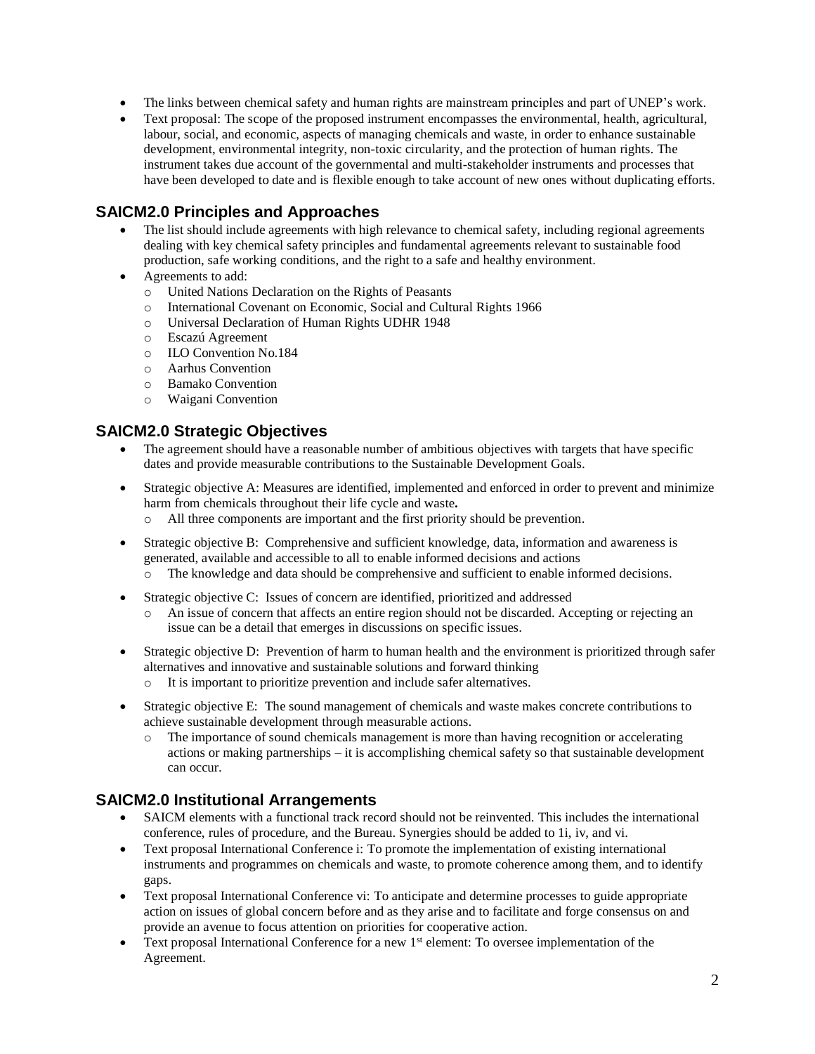- The links between chemical safety and human rights are mainstream principles and part of UNEP's work.
- Text proposal: The scope of the proposed instrument encompasses the environmental, health, agricultural, labour, social, and economic, aspects of managing chemicals and waste, in order to enhance sustainable development, environmental integrity, non-toxic circularity, and the protection of human rights. The instrument takes due account of the governmental and multi-stakeholder instruments and processes that have been developed to date and is flexible enough to take account of new ones without duplicating efforts.

## SAICM2.0 Principles and Approaches

- The list should include agreements with high relevance to chemical safety, including regional agreements dealing with key chemical safety principles and fundamental agreements relevant to sustainable food production, safe working conditions, and the right to a safe and healthy environment.
- Agreements to add:
  - United Nations Declaration on the Rights of Peasants
  - International Covenant on Economic, Social and Cultural Rights 1966
  - Universal Declaration of Human Rights UDHR 1948
  - Escazú Agreement
  - ILO Convention No.184
  - Aarhus Convention
  - Bamako Convention
  - Waigani Convention

## SAICM2.0 Strategic Objectives

- The agreement should have a reasonable number of ambitious objectives with targets that have specific dates and provide measurable contributions to the Sustainable Development Goals.
- Strategic objective A: Measures are identified, implemented and enforced in order to prevent and minimize harm from chemicals throughout their life cycle and waste**.**
  - All three components are important and the first priority should be prevention.
- Strategic objective B: Comprehensive and sufficient knowledge, data, information and awareness is generated, available and accessible to all to enable informed decisions and actions
  - The knowledge and data should be comprehensive and sufficient to enable informed decisions.
- Strategic objective C: Issues of concern are identified, prioritized and addressed
  - An issue of concern that affects an entire region should not be discarded. Accepting or rejecting an issue can be a detail that emerges in discussions on specific issues.
- Strategic objective D: Prevention of harm to human health and the environment is prioritized through safer alternatives and innovative and sustainable solutions and forward thinking
  - It is important to prioritize prevention and include safer alternatives.
- Strategic objective E: The sound management of chemicals and waste makes concrete contributions to achieve sustainable development through measurable actions.
  - The importance of sound chemicals management is more than having recognition or accelerating actions or making partnerships – it is accomplishing chemical safety so that sustainable development can occur.

## SAICM2.0 Institutional Arrangements

- SAICM elements with a functional track record should not be reinvented. This includes the international conference, rules of procedure, and the Bureau. Synergies should be added to 1i, iv, and vi.
- Text proposal International Conference i: To promote the implementation of existing international instruments and programmes on chemicals and waste, to promote coherence among them, and to identify gaps.
- Text proposal International Conference vi: To anticipate and determine processes to guide appropriate action on issues of global concern before and as they arise and to facilitate and forge consensus on and provide an avenue to focus attention on priorities for cooperative action.
- Text proposal International Conference for a new 1st element: To oversee implementation of the Agreement.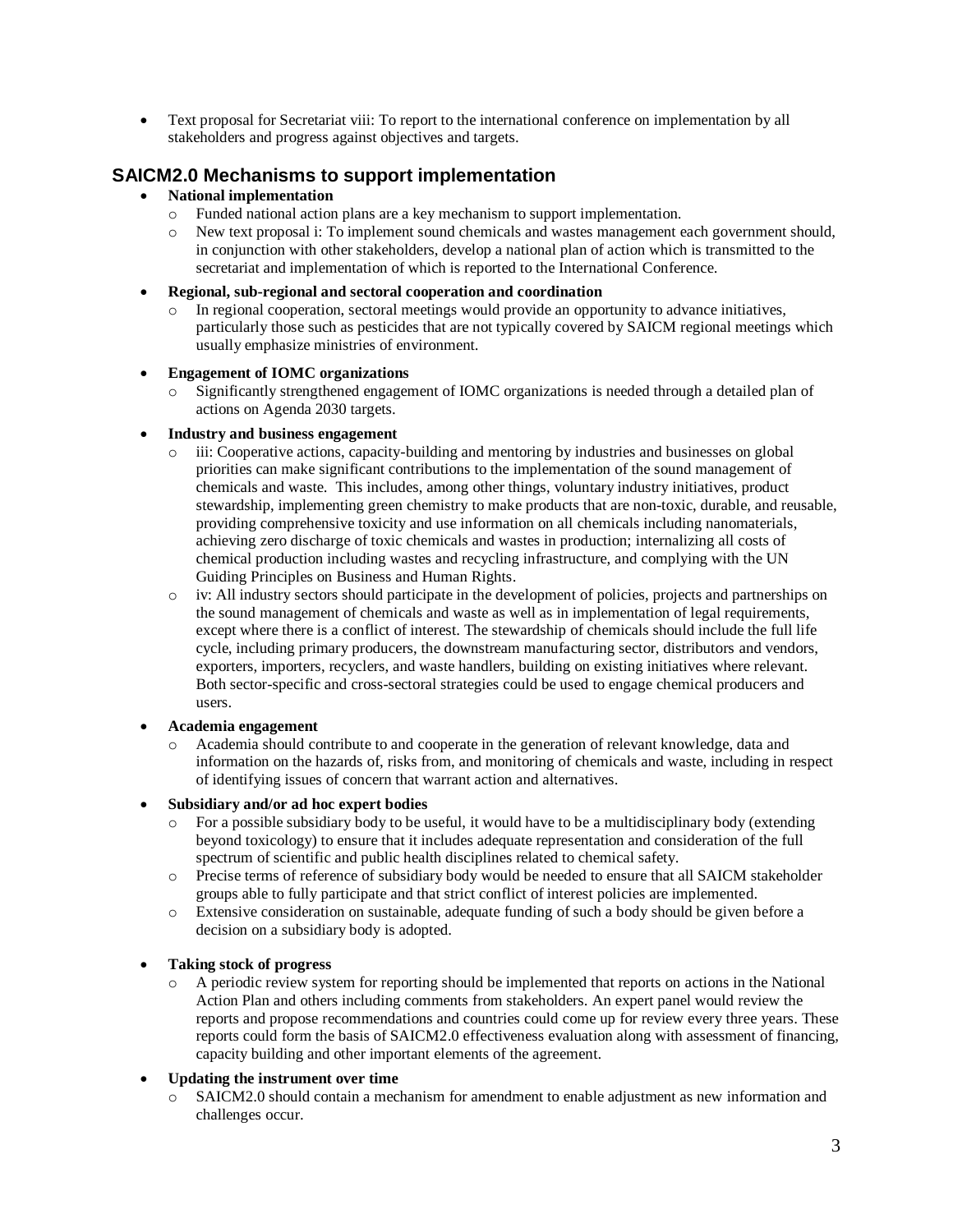- Text proposal for Secretariat viii: To report to the international conference on implementation by all stakeholders and progress against objectives and targets.

## SAICM2.0 Mechanisms to support implementation

- **National implementation**
  - Funded national action plans are a key mechanism to support implementation.
  - New text proposal i: To implement sound chemicals and wastes management each government should, in conjunction with other stakeholders, develop a national plan of action which is transmitted to the secretariat and implementation of which is reported to the International Conference.

- **Regional, sub-regional and sectoral cooperation and coordination**
  - In regional cooperation, sectoral meetings would provide an opportunity to advance initiatives, particularly those such as pesticides that are not typically covered by SAICM regional meetings which usually emphasize ministries of environment.

- **Engagement of IOMC organizations**
  - Significantly strengthened engagement of IOMC organizations is needed through a detailed plan of actions on Agenda 2030 targets.

- **Industry and business engagement**
  - iii: Cooperative actions, capacity-building and mentoring by industries and businesses on global priorities can make significant contributions to the implementation of the sound management of chemicals and waste. This includes, among other things, voluntary industry initiatives, product stewardship, implementing green chemistry to make products that are non-toxic, durable, and reusable, providing comprehensive toxicity and use information on all chemicals including nanomaterials, achieving zero discharge of toxic chemicals and wastes in production; internalizing all costs of chemical production including wastes and recycling infrastructure, and complying with the UN Guiding Principles on Business and Human Rights.
  - iv: All industry sectors should participate in the development of policies, projects and partnerships on the sound management of chemicals and waste as well as in implementation of legal requirements, except where there is a conflict of interest. The stewardship of chemicals should include the full life cycle, including primary producers, the downstream manufacturing sector, distributors and vendors, exporters, importers, recyclers, and waste handlers, building on existing initiatives where relevant. Both sector-specific and cross-sectoral strategies could be used to engage chemical producers and users.

- **Academia engagement**
  - Academia should contribute to and cooperate in the generation of relevant knowledge, data and information on the hazards of, risks from, and monitoring of chemicals and waste, including in respect of identifying issues of concern that warrant action and alternatives.

- **Subsidiary and/or ad hoc expert bodies**
  - For a possible subsidiary body to be useful, it would have to be a multidisciplinary body (extending beyond toxicology) to ensure that it includes adequate representation and consideration of the full spectrum of scientific and public health disciplines related to chemical safety.
  - Precise terms of reference of subsidiary body would be needed to ensure that all SAICM stakeholder groups able to fully participate and that strict conflict of interest policies are implemented.
  - Extensive consideration on sustainable, adequate funding of such a body should be given before a decision on a subsidiary body is adopted.

- **Taking stock of progress**
  - A periodic review system for reporting should be implemented that reports on actions in the National Action Plan and others including comments from stakeholders. An expert panel would review the reports and propose recommendations and countries could come up for review every three years. These reports could form the basis of SAICM2.0 effectiveness evaluation along with assessment of financing, capacity building and other important elements of the agreement.

- **Updating the instrument over time**
  - SAICM2.0 should contain a mechanism for amendment to enable adjustment as new information and challenges occur.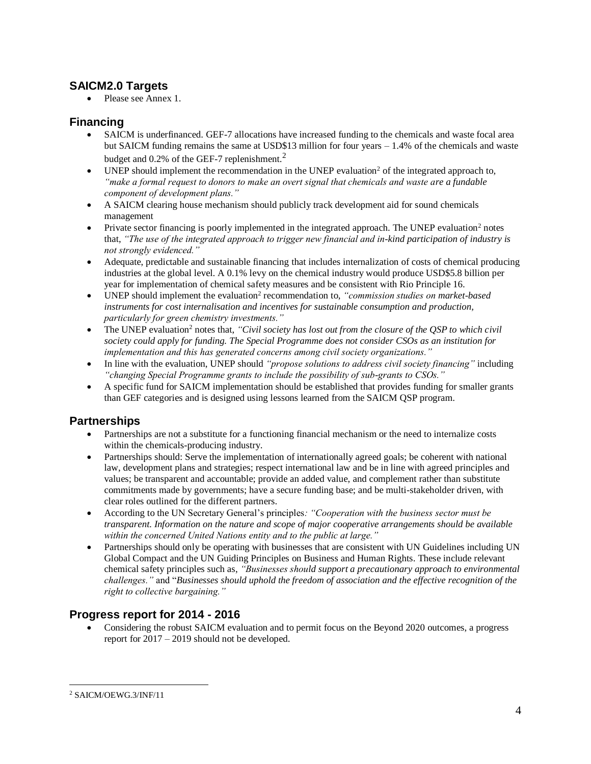## SAICM2.0 Targets

- Please see Annex 1.

## Financing

- SAICM is underfinanced. GEF-7 allocations have increased funding to the chemicals and waste focal area but SAICM funding remains the same at USD$13 million for four years – 1.4% of the chemicals and waste budget and 0.2% of the GEF-7 replenishment.[2]
- UNEP should implement the recommendation in the UNEP evaluation[2] of the integrated approach to, *"make a formal request to donors to make an overt signal that chemicals and waste are a fundable component of development plans."*
- A SAICM clearing house mechanism should publicly track development aid for sound chemicals management
- Private sector financing is poorly implemented in the integrated approach. The UNEP evaluation[2] notes that, *"The use of the integrated approach to trigger new financial and in-kind participation of industry is not strongly evidenced."*
- Adequate, predictable and sustainable financing that includes internalization of costs of chemical producing industries at the global level. A 0.1% levy on the chemical industry would produce USD$5.8 billion per year for implementation of chemical safety measures and be consistent with Rio Principle 16.
- UNEP should implement the evaluation[2] recommendation to, *"commission studies on market-based instruments for cost internalisation and incentives for sustainable consumption and production, particularly for green chemistry investments."*
- The UNEP evaluation[2] notes that, *"Civil society has lost out from the closure of the QSP to which civil society could apply for funding. The Special Programme does not consider CSOs as an institution for implementation and this has generated concerns among civil society organizations."*
- In line with the evaluation, UNEP should *"propose solutions to address civil society financing"* including *"changing Special Programme grants to include the possibility of sub-grants to CSOs."*
- A specific fund for SAICM implementation should be established that provides funding for smaller grants than GEF categories and is designed using lessons learned from the SAICM QSP program.

## Partnerships

- Partnerships are not a substitute for a functioning financial mechanism or the need to internalize costs within the chemicals-producing industry.
- Partnerships should: Serve the implementation of internationally agreed goals; be coherent with national law, development plans and strategies; respect international law and be in line with agreed principles and values; be transparent and accountable; provide an added value, and complement rather than substitute commitments made by governments; have a secure funding base; and be multi-stakeholder driven, with clear roles outlined for the different partners.
- According to the UN Secretary General's principles*: "Cooperation with the business sector must be transparent. Information on the nature and scope of major cooperative arrangements should be available within the concerned United Nations entity and to the public at large."*
- Partnerships should only be operating with businesses that are consistent with UN Guidelines including UN Global Compact and the UN Guiding Principles on Business and Human Rights. These include relevant chemical safety principles such as, *"Businesses should support a precautionary approach to environmental challenges."* and "*Businesses should uphold the freedom of association and the effective recognition of the right to collective bargaining."*

## Progress report for 2014 - 2016

- Considering the robust SAICM evaluation and to permit focus on the Beyond 2020 outcomes, a progress report for 2017 – 2019 should not be developed.

---

[2] SAICM/OEWG.3/INF/11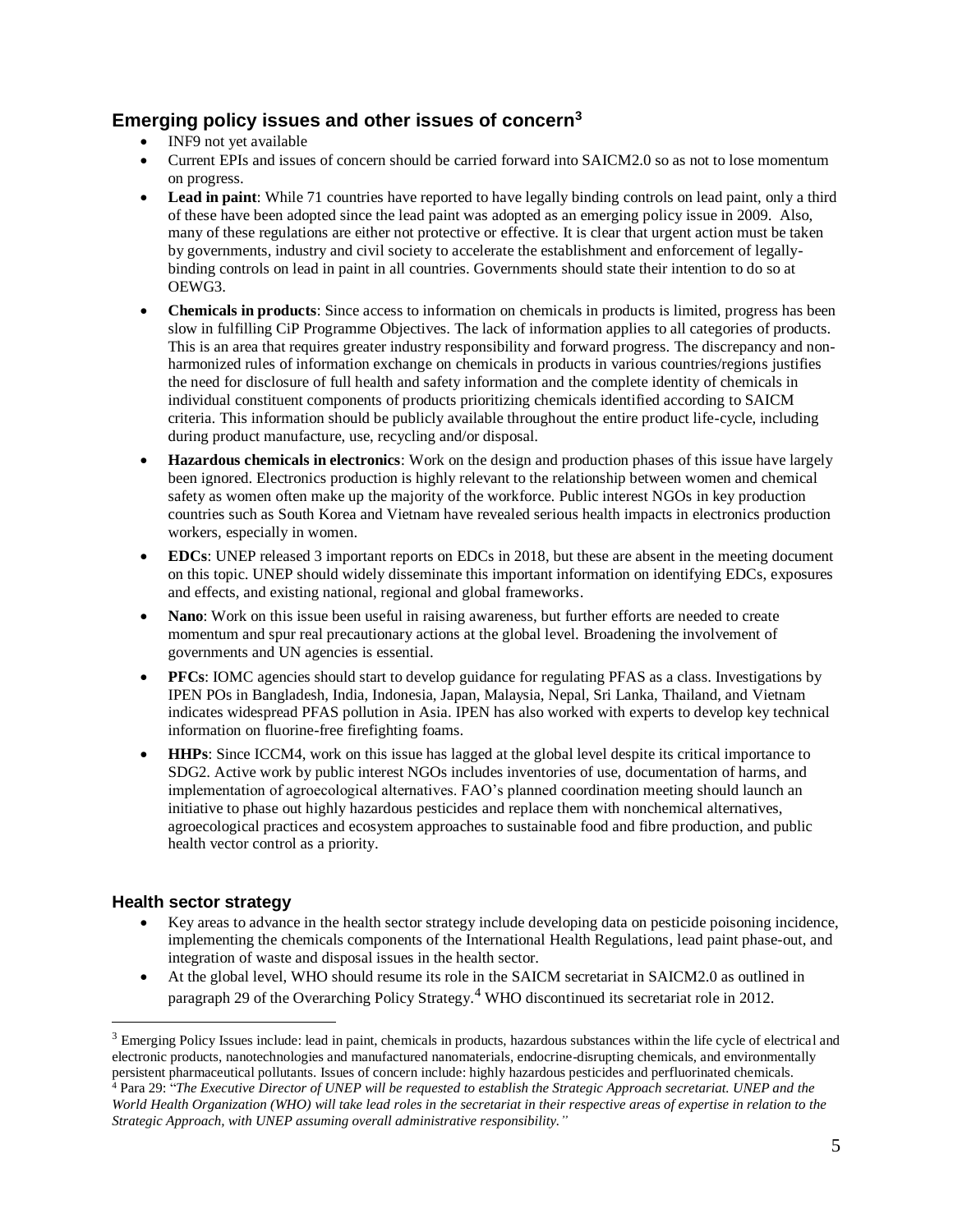## Emerging policy issues and other issues of concern[3]

- INF9 not yet available
- Current EPIs and issues of concern should be carried forward into SAICM2.0 so as not to lose momentum on progress.
- **Lead in paint**: While 71 countries have reported to have legally binding controls on lead paint, only a third of these have been adopted since the lead paint was adopted as an emerging policy issue in 2009. Also, many of these regulations are either not protective or effective. It is clear that urgent action must be taken by governments, industry and civil society to accelerate the establishment and enforcement of legally-binding controls on lead in paint in all countries. Governments should state their intention to do so at OEWG3.
- **Chemicals in products**: Since access to information on chemicals in products is limited, progress has been slow in fulfilling CiP Programme Objectives. The lack of information applies to all categories of products. This is an area that requires greater industry responsibility and forward progress. The discrepancy and non-harmonized rules of information exchange on chemicals in products in various countries/regions justifies the need for disclosure of full health and safety information and the complete identity of chemicals in individual constituent components of products prioritizing chemicals identified according to SAICM criteria. This information should be publicly available throughout the entire product life-cycle, including during product manufacture, use, recycling and/or disposal.
- **Hazardous chemicals in electronics**: Work on the design and production phases of this issue have largely been ignored. Electronics production is highly relevant to the relationship between women and chemical safety as women often make up the majority of the workforce. Public interest NGOs in key production countries such as South Korea and Vietnam have revealed serious health impacts in electronics production workers, especially in women.
- **EDCs**: UNEP released 3 important reports on EDCs in 2018, but these are absent in the meeting document on this topic. UNEP should widely disseminate this important information on identifying EDCs, exposures and effects, and existing national, regional and global frameworks.
- **Nano**: Work on this issue been useful in raising awareness, but further efforts are needed to create momentum and spur real precautionary actions at the global level. Broadening the involvement of governments and UN agencies is essential.
- **PFCs**: IOMC agencies should start to develop guidance for regulating PFAS as a class. Investigations by IPEN POs in Bangladesh, India, Indonesia, Japan, Malaysia, Nepal, Sri Lanka, Thailand, and Vietnam indicates widespread PFAS pollution in Asia. IPEN has also worked with experts to develop key technical information on fluorine-free firefighting foams.
- **HHPs**: Since ICCM4, work on this issue has lagged at the global level despite its critical importance to SDG2. Active work by public interest NGOs includes inventories of use, documentation of harms, and implementation of agroecological alternatives. FAO's planned coordination meeting should launch an initiative to phase out highly hazardous pesticides and replace them with nonchemical alternatives, agroecological practices and ecosystem approaches to sustainable food and fibre production, and public health vector control as a priority.

### Health sector strategy

- Key areas to advance in the health sector strategy include developing data on pesticide poisoning incidence, implementing the chemicals components of the International Health Regulations, lead paint phase-out, and integration of waste and disposal issues in the health sector.
- At the global level, WHO should resume its role in the SAICM secretariat in SAICM2.0 as outlined in paragraph 29 of the Overarching Policy Strategy.[4] WHO discontinued its secretariat role in 2012.

---

[3] Emerging Policy Issues include: lead in paint, chemicals in products, hazardous substances within the life cycle of electrical and electronic products, nanotechnologies and manufactured nanomaterials, endocrine-disrupting chemicals, and environmentally persistent pharmaceutical pollutants. Issues of concern include: highly hazardous pesticides and perfluorinated chemicals.

[4] Para 29: "*The Executive Director of UNEP will be requested to establish the Strategic Approach secretariat. UNEP and the World Health Organization (WHO) will take lead roles in the secretariat in their respective areas of expertise in relation to the Strategic Approach, with UNEP assuming overall administrative responsibility.*"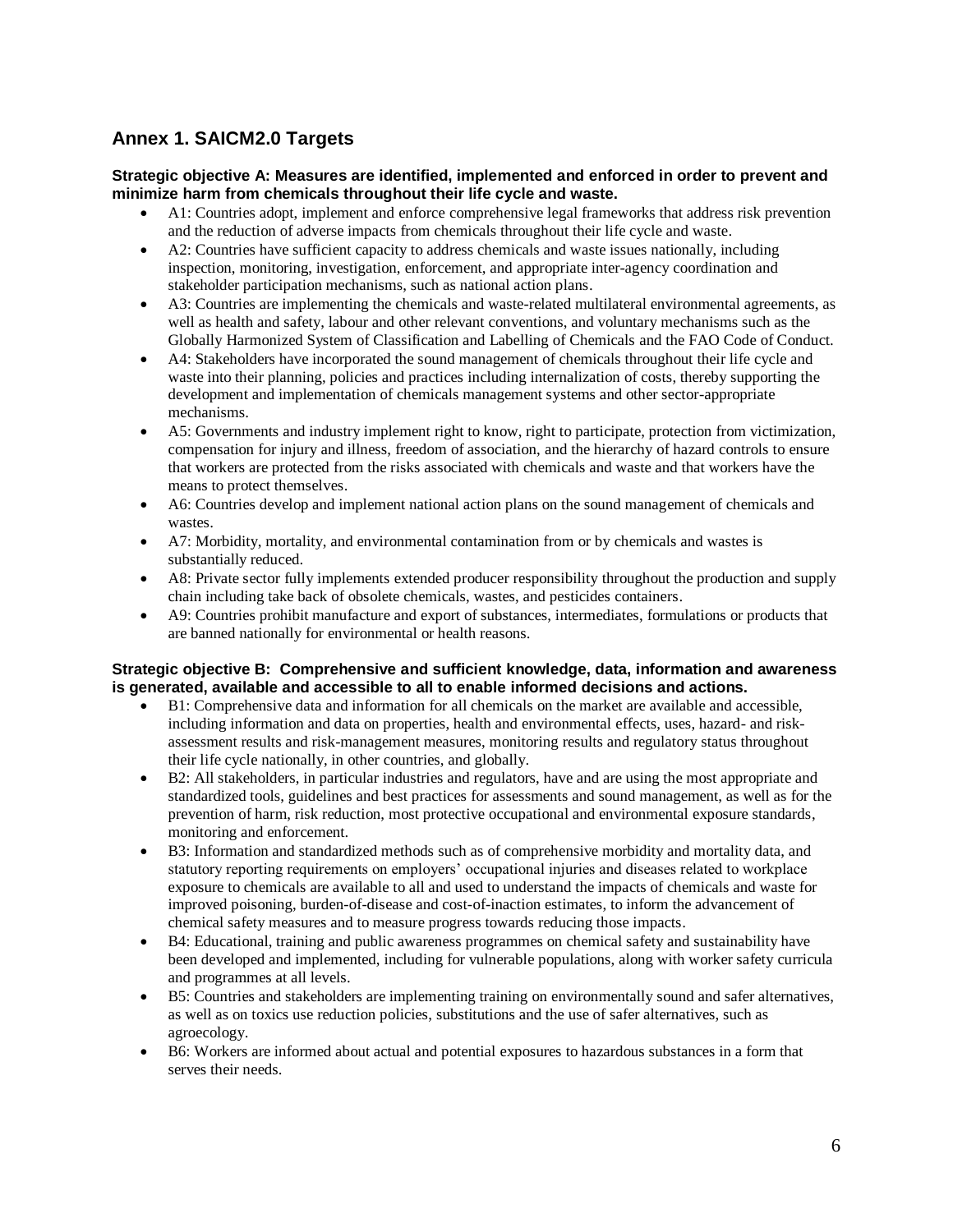## Annex 1. SAICM2.0 Targets

**Strategic objective A: Measures are identified, implemented and enforced in order to prevent and minimize harm from chemicals throughout their life cycle and waste.**

- A1: Countries adopt, implement and enforce comprehensive legal frameworks that address risk prevention and the reduction of adverse impacts from chemicals throughout their life cycle and waste.
- A2: Countries have sufficient capacity to address chemicals and waste issues nationally, including inspection, monitoring, investigation, enforcement, and appropriate inter-agency coordination and stakeholder participation mechanisms, such as national action plans.
- A3: Countries are implementing the chemicals and waste-related multilateral environmental agreements, as well as health and safety, labour and other relevant conventions, and voluntary mechanisms such as the Globally Harmonized System of Classification and Labelling of Chemicals and the FAO Code of Conduct.
- A4: Stakeholders have incorporated the sound management of chemicals throughout their life cycle and waste into their planning, policies and practices including internalization of costs, thereby supporting the development and implementation of chemicals management systems and other sector-appropriate mechanisms.
- A5: Governments and industry implement right to know, right to participate, protection from victimization, compensation for injury and illness, freedom of association, and the hierarchy of hazard controls to ensure that workers are protected from the risks associated with chemicals and waste and that workers have the means to protect themselves.
- A6: Countries develop and implement national action plans on the sound management of chemicals and wastes.
- A7: Morbidity, mortality, and environmental contamination from or by chemicals and wastes is substantially reduced.
- A8: Private sector fully implements extended producer responsibility throughout the production and supply chain including take back of obsolete chemicals, wastes, and pesticides containers.
- A9: Countries prohibit manufacture and export of substances, intermediates, formulations or products that are banned nationally for environmental or health reasons.

**Strategic objective B: Comprehensive and sufficient knowledge, data, information and awareness is generated, available and accessible to all to enable informed decisions and actions.**

- B1: Comprehensive data and information for all chemicals on the market are available and accessible, including information and data on properties, health and environmental effects, uses, hazard- and risk-assessment results and risk-management measures, monitoring results and regulatory status throughout their life cycle nationally, in other countries, and globally.
- B2: All stakeholders, in particular industries and regulators, have and are using the most appropriate and standardized tools, guidelines and best practices for assessments and sound management, as well as for the prevention of harm, risk reduction, most protective occupational and environmental exposure standards, monitoring and enforcement.
- B3: Information and standardized methods such as of comprehensive morbidity and mortality data, and statutory reporting requirements on employers' occupational injuries and diseases related to workplace exposure to chemicals are available to all and used to understand the impacts of chemicals and waste for improved poisoning, burden-of-disease and cost-of-inaction estimates, to inform the advancement of chemical safety measures and to measure progress towards reducing those impacts.
- B4: Educational, training and public awareness programmes on chemical safety and sustainability have been developed and implemented, including for vulnerable populations, along with worker safety curricula and programmes at all levels.
- B5: Countries and stakeholders are implementing training on environmentally sound and safer alternatives, as well as on toxics use reduction policies, substitutions and the use of safer alternatives, such as agroecology.
- B6: Workers are informed about actual and potential exposures to hazardous substances in a form that serves their needs.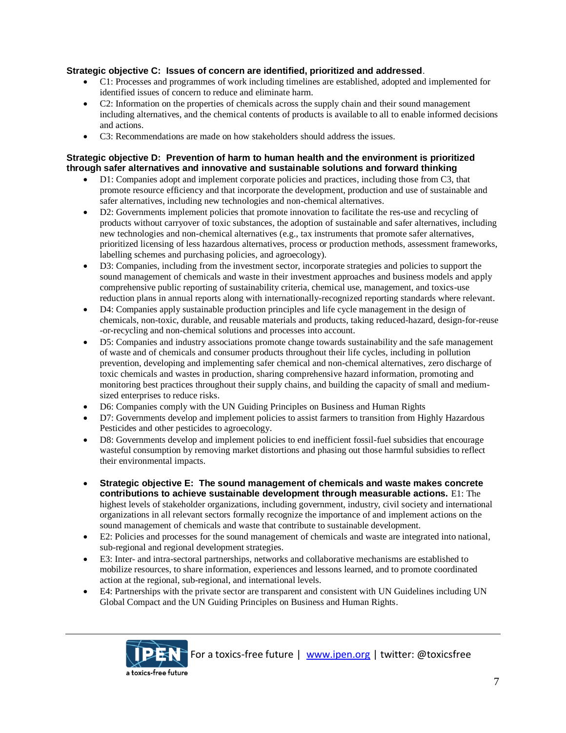**Strategic objective C: Issues of concern are identified, prioritized and addressed**.

- C1: Processes and programmes of work including timelines are established, adopted and implemented for identified issues of concern to reduce and eliminate harm.
- C2: Information on the properties of chemicals across the supply chain and their sound management including alternatives, and the chemical contents of products is available to all to enable informed decisions and actions.
- C3: Recommendations are made on how stakeholders should address the issues.

**Strategic objective D: Prevention of harm to human health and the environment is prioritized through safer alternatives and innovative and sustainable solutions and forward thinking**

- D1: Companies adopt and implement corporate policies and practices, including those from C3, that promote resource efficiency and that incorporate the development, production and use of sustainable and safer alternatives, including new technologies and non-chemical alternatives.
- D2: Governments implement policies that promote innovation to facilitate the res-use and recycling of products without carryover of toxic substances, the adoption of sustainable and safer alternatives, including new technologies and non-chemical alternatives (e.g., tax instruments that promote safer alternatives, prioritized licensing of less hazardous alternatives, process or production methods, assessment frameworks, labelling schemes and purchasing policies, and agroecology).
- D3: Companies, including from the investment sector, incorporate strategies and policies to support the sound management of chemicals and waste in their investment approaches and business models and apply comprehensive public reporting of sustainability criteria, chemical use, management, and toxics-use reduction plans in annual reports along with internationally-recognized reporting standards where relevant.
- D4: Companies apply sustainable production principles and life cycle management in the design of chemicals, non-toxic, durable, and reusable materials and products, taking reduced-hazard, design-for-reuse -or-recycling and non-chemical solutions and processes into account.
- D5: Companies and industry associations promote change towards sustainability and the safe management of waste and of chemicals and consumer products throughout their life cycles, including in pollution prevention, developing and implementing safer chemical and non-chemical alternatives, zero discharge of toxic chemicals and wastes in production, sharing comprehensive hazard information, promoting and monitoring best practices throughout their supply chains, and building the capacity of small and medium-sized enterprises to reduce risks.
- D6: Companies comply with the UN Guiding Principles on Business and Human Rights
- D7: Governments develop and implement policies to assist farmers to transition from Highly Hazardous Pesticides and other pesticides to agroecology.
- D8: Governments develop and implement policies to end inefficient fossil-fuel subsidies that encourage wasteful consumption by removing market distortions and phasing out those harmful subsidies to reflect their environmental impacts.

- **Strategic objective E: The sound management of chemicals and waste makes concrete contributions to achieve sustainable development through measurable actions.** E1: The highest levels of stakeholder organizations, including government, industry, civil society and international organizations in all relevant sectors formally recognize the importance of and implement actions on the sound management of chemicals and waste that contribute to sustainable development.
- E2: Policies and processes for the sound management of chemicals and waste are integrated into national, sub-regional and regional development strategies.
- E3: Inter- and intra-sectoral partnerships, networks and collaborative mechanisms are established to mobilize resources, to share information, experiences and lessons learned, and to promote coordinated action at the regional, sub-regional, and international levels.
- E4: Partnerships with the private sector are transparent and consistent with UN Guidelines including UN Global Compact and the UN Guiding Principles on Business and Human Rights.